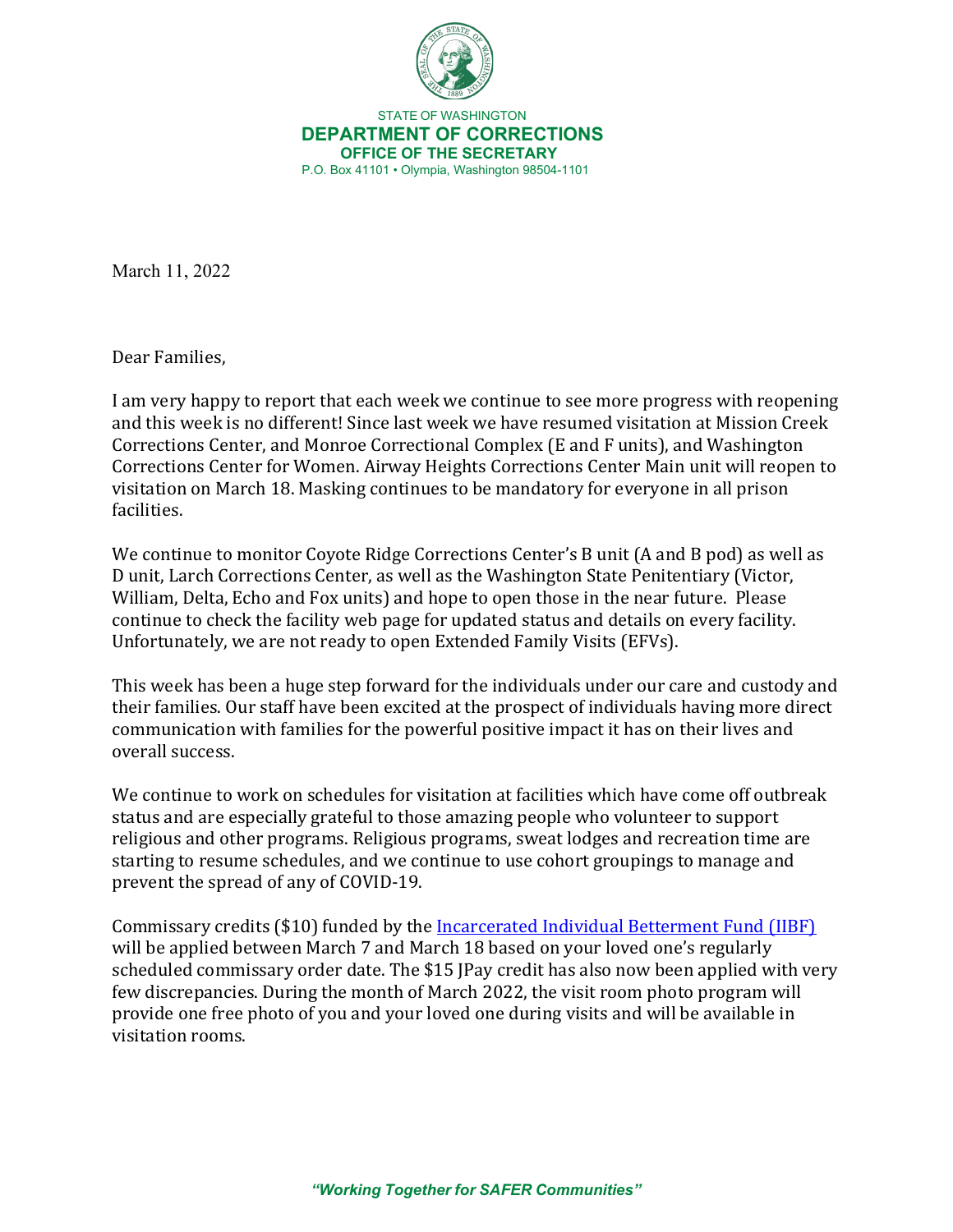STATE OF WASHINGTON
**DEPARTMENT OF CORRECTIONS**
**OFFICE OF THE SECRETARY**
P.O. Box 41101 • Olympia, Washington 98504-1101

March 11, 2022

Dear Families,

I am very happy to report that each week we continue to see more progress with reopening and this week is no different! Since last week we have resumed visitation at Mission Creek Corrections Center, and Monroe Correctional Complex (E and F units), and Washington Corrections Center for Women. Airway Heights Corrections Center Main unit will reopen to visitation on March 18. Masking continues to be mandatory for everyone in all prison facilities.

We continue to monitor Coyote Ridge Corrections Center's B unit (A and B pod) as well as D unit, Larch Corrections Center, as well as the Washington State Penitentiary (Victor, William, Delta, Echo and Fox units) and hope to open those in the near future. Please continue to check the facility web page for updated status and details on every facility. Unfortunately, we are not ready to open Extended Family Visits (EFVs).

This week has been a huge step forward for the individuals under our care and custody and their families. Our staff have been excited at the prospect of individuals having more direct communication with families for the powerful positive impact it has on their lives and overall success.

We continue to work on schedules for visitation at facilities which have come off outbreak status and are especially grateful to those amazing people who volunteer to support religious and other programs. Religious programs, sweat lodges and recreation time are starting to resume schedules, and we continue to use cohort groupings to manage and prevent the spread of any of COVID-19.

Commissary credits ($10) funded by the [Incarcerated Individual Betterment Fund (IIBF)] will be applied between March 7 and March 18 based on your loved one's regularly scheduled commissary order date. The $15 JPay credit has also now been applied with very few discrepancies. During the month of March 2022, the visit room photo program will provide one free photo of you and your loved one during visits and will be available in visitation rooms.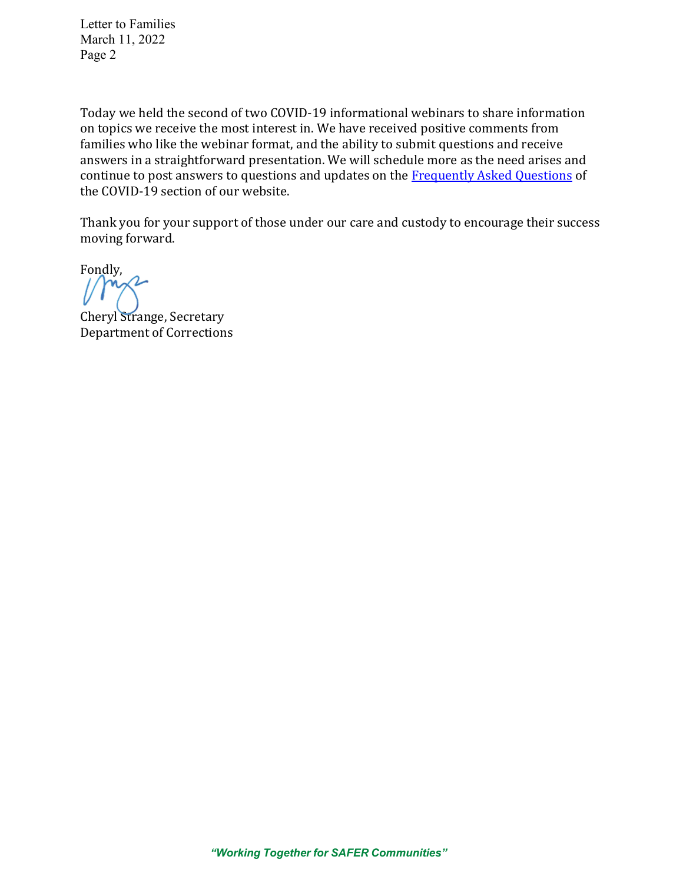Today we held the second of two COVID-19 informational webinars to share information on topics we receive the most interest in. We have received positive comments from families who like the webinar format, and the ability to submit questions and receive answers in a straightforward presentation. We will schedule more as the need arises and continue to post answers to questions and updates on the Frequently Asked Questions of the COVID-19 section of our website.

Thank you for your support of those under our care and custody to encourage their success moving forward.

Fondly,

Cheryl Strange, Secretary
Department of Corrections

*"Working Together for SAFER Communities"*